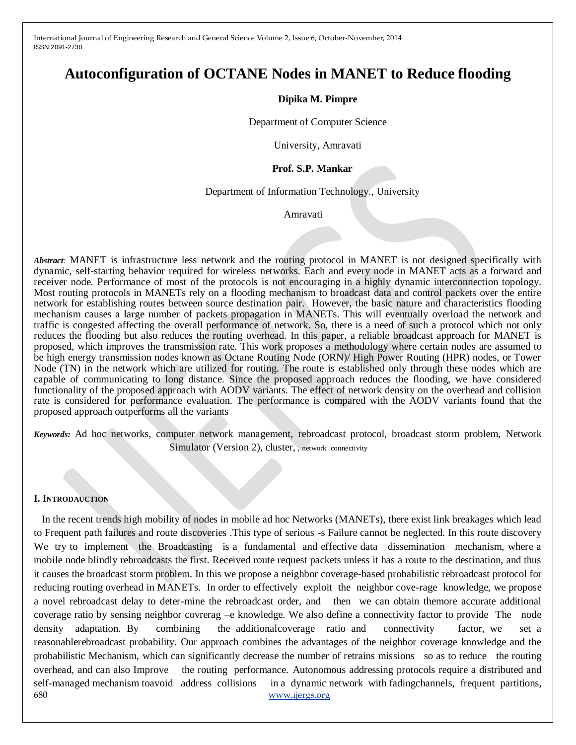# Autoconfiguration of OCTANE Nodes in MANET to Reduce flooding

**Dipika M. Pimpre**

Department of Computer Science

University, Amravati

**Prof. S.P. Mankar**

Department of Information Technology., University

Amravati

***Abstract:*** MANET is infrastructure less network and the routing protocol in MANET is not designed specifically with dynamic, self-starting behavior required for wireless networks. Each and every node in MANET acts as a forward and receiver node. Performance of most of the protocols is not encouraging in a highly dynamic interconnection topology. Most routing protocols in MANETs rely on a flooding mechanism to broadcast data and control packets over the entire network for establishing routes between source destination pair. However, the basic nature and characteristics flooding mechanism causes a large number of packets propagation in MANETs. This will eventually overload the network and traffic is congested affecting the overall performance of network. So, there is a need of such a protocol which not only reduces the flooding but also reduces the routing overhead. In this paper, a reliable broadcast approach for MANET is proposed, which improves the transmission rate. This work proposes a methodology where certain nodes are assumed to be high energy transmission nodes known as Octane Routing Node (ORN)/ High Power Routing (HPR) nodes, or Tower Node (TN) in the network which are utilized for routing. The route is established only through these nodes which are capable of communicating to long distance. Since the proposed approach reduces the flooding, we have considered functionality of the proposed approach with AODV variants. The effect of network density on the overhead and collision rate is considered for performance evaluation. The performance is compared with the AODV variants found that the proposed approach outperforms all the variants

***Keywords:*** Ad hoc networks, computer network management, rebroadcast protocol, broadcast storm problem, Network Simulator (Version 2), cluster, , network connectivity

## I. INTRODAUCTION

In the recent trends high mobility of nodes in mobile ad hoc Networks (MANETs), there exist link breakages which lead to Frequent path failures and route discoveries .This type of serious -s Failure cannot be neglected. In this route discovery We try to implement the Broadcasting is a fundamental and effective data dissemination mechanism, where a mobile node blindly rebroadcasts the first. Received route request packets unless it has a route to the destination, and thus it causes the broadcast storm problem. In this we propose a neighbor coverage-based probabilistic rebroadcast protocol for reducing routing overhead in MANETs. In order to effectively exploit the neighbor cove-rage knowledge, we propose a novel rebroadcast delay to deter-mine the rebroadcast order, and then we can obtain themore accurate additional coverage ratio by sensing neighbor covrerag –e knowledge. We also define a connectivity factor to provide The node density adaptation. By combining the additionalcoverage ratio and connectivity factor, we set a reasonablerebroadcast probability. Our approach combines the advantages of the neighbor coverage knowledge and the probabilistic Mechanism, which can significantly decrease the number of retrains missions so as to reduce the routing overhead, and can also Improve the routing performance. Autonomous addressing protocols require a distributed and self-managed mechanism toavoid address collisions in a dynamic network with fadingchannels, frequent partitions,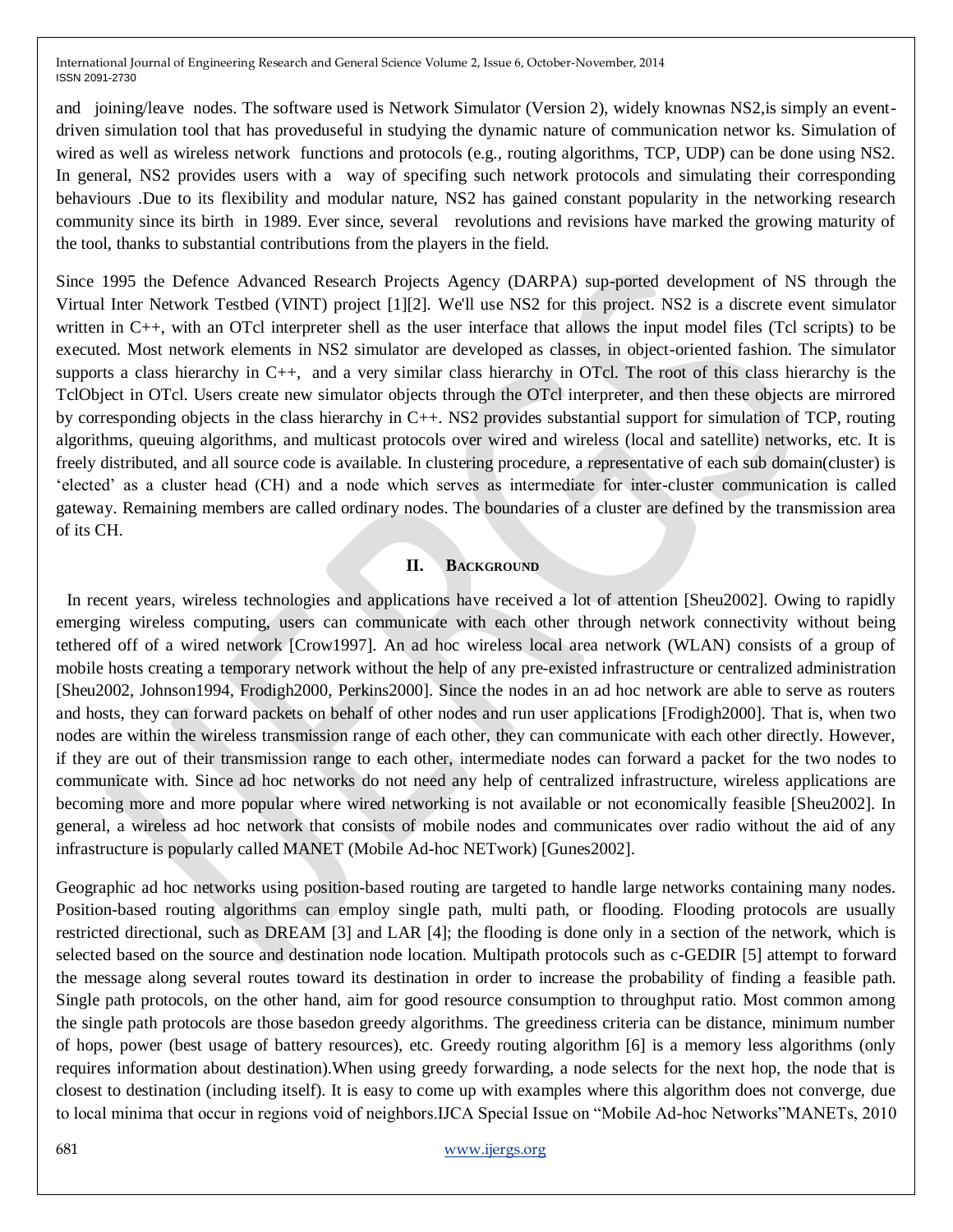and joining/leave nodes. The software used is Network Simulator (Version 2), widely knownas NS2,is simply an event-driven simulation tool that has proveduseful in studying the dynamic nature of communication networ ks. Simulation of wired as well as wireless network functions and protocols (e.g., routing algorithms, TCP, UDP) can be done using NS2. In general, NS2 provides users with a way of specifing such network protocols and simulating their corresponding behaviours .Due to its flexibility and modular nature, NS2 has gained constant popularity in the networking research community since its birth in 1989. Ever since, several revolutions and revisions have marked the growing maturity of the tool, thanks to substantial contributions from the players in the field.

Since 1995 the Defence Advanced Research Projects Agency (DARPA) sup-ported development of NS through the Virtual Inter Network Testbed (VINT) project [1][2]. We'll use NS2 for this project. NS2 is a discrete event simulator written in C++, with an OTcl interpreter shell as the user interface that allows the input model files (Tcl scripts) to be executed. Most network elements in NS2 simulator are developed as classes, in object-oriented fashion. The simulator supports a class hierarchy in C++, and a very similar class hierarchy in OTcl. The root of this class hierarchy is the TclObject in OTcl. Users create new simulator objects through the OTcl interpreter, and then these objects are mirrored by corresponding objects in the class hierarchy in C++. NS2 provides substantial support for simulation of TCP, routing algorithms, queuing algorithms, and multicast protocols over wired and wireless (local and satellite) networks, etc. It is freely distributed, and all source code is available. In clustering procedure, a representative of each sub domain(cluster) is 'elected' as a cluster head (CH) and a node which serves as intermediate for inter-cluster communication is called gateway. Remaining members are called ordinary nodes. The boundaries of a cluster are defined by the transmission area of its CH.

## II. Background

In recent years, wireless technologies and applications have received a lot of attention [Sheu2002]. Owing to rapidly emerging wireless computing, users can communicate with each other through network connectivity without being tethered off of a wired network [Crow1997]. An ad hoc wireless local area network (WLAN) consists of a group of mobile hosts creating a temporary network without the help of any pre-existed infrastructure or centralized administration [Sheu2002, Johnson1994, Frodigh2000, Perkins2000]. Since the nodes in an ad hoc network are able to serve as routers and hosts, they can forward packets on behalf of other nodes and run user applications [Frodigh2000]. That is, when two nodes are within the wireless transmission range of each other, they can communicate with each other directly. However, if they are out of their transmission range to each other, intermediate nodes can forward a packet for the two nodes to communicate with. Since ad hoc networks do not need any help of centralized infrastructure, wireless applications are becoming more and more popular where wired networking is not available or not economically feasible [Sheu2002]. In general, a wireless ad hoc network that consists of mobile nodes and communicates over radio without the aid of any infrastructure is popularly called MANET (Mobile Ad-hoc NETwork) [Gunes2002].

Geographic ad hoc networks using position-based routing are targeted to handle large networks containing many nodes. Position-based routing algorithms can employ single path, multi path, or flooding. Flooding protocols are usually restricted directional, such as DREAM [3] and LAR [4]; the flooding is done only in a section of the network, which is selected based on the source and destination node location. Multipath protocols such as c-GEDIR [5] attempt to forward the message along several routes toward its destination in order to increase the probability of finding a feasible path. Single path protocols, on the other hand, aim for good resource consumption to throughput ratio. Most common among the single path protocols are those basedon greedy algorithms. The greediness criteria can be distance, minimum number of hops, power (best usage of battery resources), etc. Greedy routing algorithm [6] is a memory less algorithms (only requires information about destination).When using greedy forwarding, a node selects for the next hop, the node that is closest to destination (including itself). It is easy to come up with examples where this algorithm does not converge, due to local minima that occur in regions void of neighbors.IJCA Special Issue on "Mobile Ad-hoc Networks"MANETs, 2010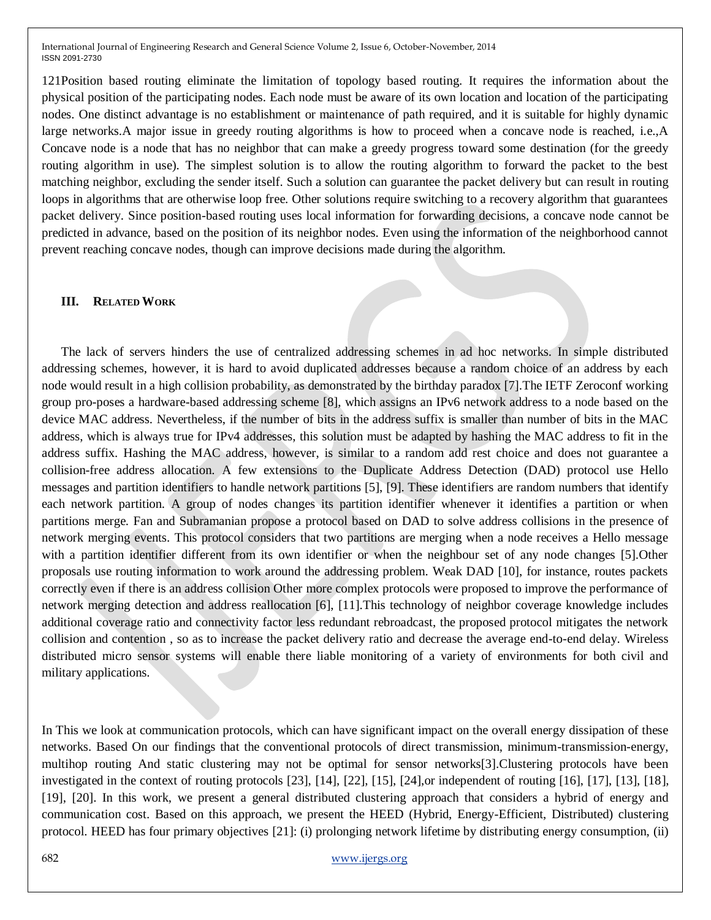121Position based routing eliminate the limitation of topology based routing. It requires the information about the physical position of the participating nodes. Each node must be aware of its own location and location of the participating nodes. One distinct advantage is no establishment or maintenance of path required, and it is suitable for highly dynamic large networks.A major issue in greedy routing algorithms is how to proceed when a concave node is reached, i.e.,A Concave node is a node that has no neighbor that can make a greedy progress toward some destination (for the greedy routing algorithm in use). The simplest solution is to allow the routing algorithm to forward the packet to the best matching neighbor, excluding the sender itself. Such a solution can guarantee the packet delivery but can result in routing loops in algorithms that are otherwise loop free. Other solutions require switching to a recovery algorithm that guarantees packet delivery. Since position-based routing uses local information for forwarding decisions, a concave node cannot be predicted in advance, based on the position of its neighbor nodes. Even using the information of the neighborhood cannot prevent reaching concave nodes, though can improve decisions made during the algorithm.

## III. Related Work

The lack of servers hinders the use of centralized addressing schemes in ad hoc networks. In simple distributed addressing schemes, however, it is hard to avoid duplicated addresses because a random choice of an address by each node would result in a high collision probability, as demonstrated by the birthday paradox [7].The IETF Zeroconf working group pro-poses a hardware-based addressing scheme [8], which assigns an IPv6 network address to a node based on the device MAC address. Nevertheless, if the number of bits in the address suffix is smaller than number of bits in the MAC address, which is always true for IPv4 addresses, this solution must be adapted by hashing the MAC address to fit in the address suffix. Hashing the MAC address, however, is similar to a random add rest choice and does not guarantee a collision-free address allocation. A few extensions to the Duplicate Address Detection (DAD) protocol use Hello messages and partition identifiers to handle network partitions [5], [9]. These identifiers are random numbers that identify each network partition. A group of nodes changes its partition identifier whenever it identifies a partition or when partitions merge. Fan and Subramanian propose a protocol based on DAD to solve address collisions in the presence of network merging events. This protocol considers that two partitions are merging when a node receives a Hello message with a partition identifier different from its own identifier or when the neighbour set of any node changes [5].Other proposals use routing information to work around the addressing problem. Weak DAD [10], for instance, routes packets correctly even if there is an address collision Other more complex protocols were proposed to improve the performance of network merging detection and address reallocation [6], [11].This technology of neighbor coverage knowledge includes additional coverage ratio and connectivity factor less redundant rebroadcast, the proposed protocol mitigates the network collision and contention , so as to increase the packet delivery ratio and decrease the average end-to-end delay. Wireless distributed micro sensor systems will enable there liable monitoring of a variety of environments for both civil and military applications.

In This we look at communication protocols, which can have significant impact on the overall energy dissipation of these networks. Based On our findings that the conventional protocols of direct transmission, minimum-transmission-energy, multihop routing And static clustering may not be optimal for sensor networks[3].Clustering protocols have been investigated in the context of routing protocols [23], [14], [22], [15], [24],or independent of routing [16], [17], [13], [18], [19], [20]. In this work, we present a general distributed clustering approach that considers a hybrid of energy and communication cost. Based on this approach, we present the HEED (Hybrid, Energy-Efficient, Distributed) clustering protocol. HEED has four primary objectives [21]: (i) prolonging network lifetime by distributing energy consumption, (ii)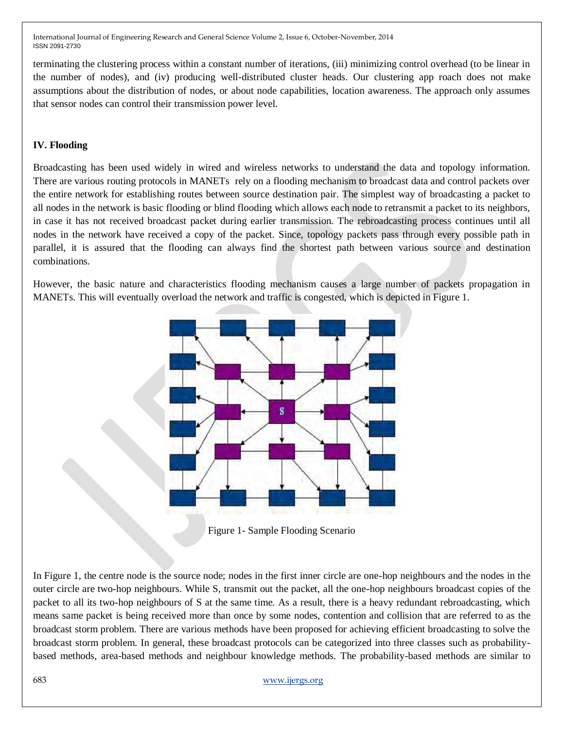terminating the clustering process within a constant number of iterations, (iii) minimizing control overhead (to be linear in the number of nodes), and (iv) producing well-distributed cluster heads. Our clustering app roach does not make assumptions about the distribution of nodes, or about node capabilities, location awareness. The approach only assumes that sensor nodes can control their transmission power level.

### IV. Flooding

Broadcasting has been used widely in wired and wireless networks to understand the data and topology information. There are various routing protocols in MANETs rely on a flooding mechanism to broadcast data and control packets over the entire network for establishing routes between source destination pair. The simplest way of broadcasting a packet to all nodes in the network is basic flooding or blind flooding which allows each node to retransmit a packet to its neighbors, in case it has not received broadcast packet during earlier transmission. The rebroadcasting process continues until all nodes in the network have received a copy of the packet. Since, topology packets pass through every possible path in parallel, it is assured that the flooding can always find the shortest path between various source and destination combinations.

However, the basic nature and characteristics flooding mechanism causes a large number of packets propagation in MANETs. This will eventually overload the network and traffic is congested, which is depicted in Figure 1.

Figure 1- Sample Flooding Scenario

In Figure 1, the centre node is the source node; nodes in the first inner circle are one-hop neighbours and the nodes in the outer circle are two-hop neighbours. While S, transmit out the packet, all the one-hop neighbours broadcast copies of the packet to all its two-hop neighbours of S at the same time. As a result, there is a heavy redundant rebroadcasting, which means same packet is being received more than once by some nodes, contention and collision that are referred to as the broadcast storm problem. There are various methods have been proposed for achieving efficient broadcasting to solve the broadcast storm problem. In general, these broadcast protocols can be categorized into three classes such as probability-based methods, area-based methods and neighbour knowledge methods. The probability-based methods are similar to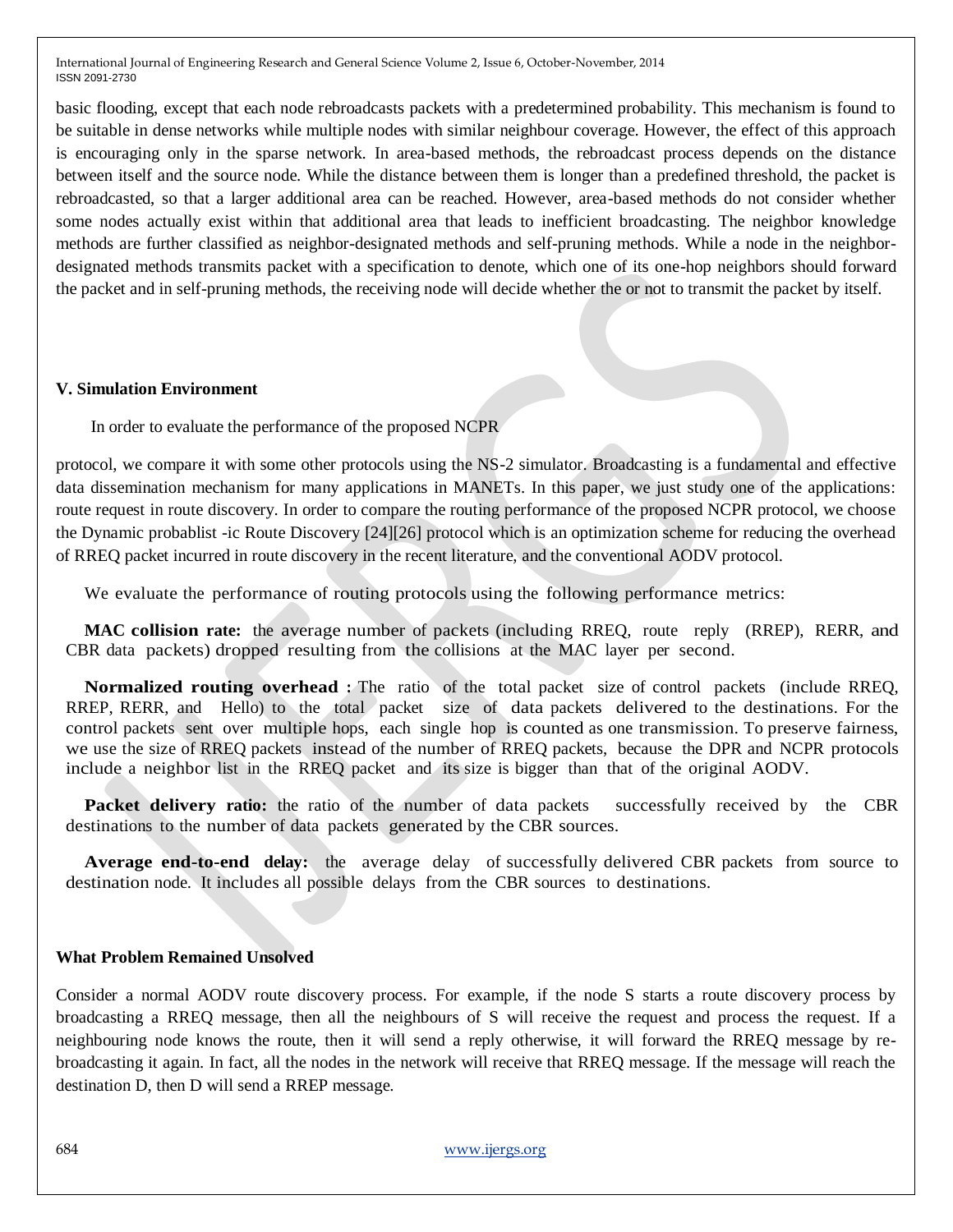basic flooding, except that each node rebroadcasts packets with a predetermined probability. This mechanism is found to be suitable in dense networks while multiple nodes with similar neighbour coverage. However, the effect of this approach is encouraging only in the sparse network. In area-based methods, the rebroadcast process depends on the distance between itself and the source node. While the distance between them is longer than a predefined threshold, the packet is rebroadcasted, so that a larger additional area can be reached. However, area-based methods do not consider whether some nodes actually exist within that additional area that leads to inefficient broadcasting. The neighbor knowledge methods are further classified as neighbor-designated methods and self-pruning methods. While a node in the neighbor-designated methods transmits packet with a specification to denote, which one of its one-hop neighbors should forward the packet and in self-pruning methods, the receiving node will decide whether the or not to transmit the packet by itself.

## V. Simulation Environment

In order to evaluate the performance of the proposed NCPR

protocol, we compare it with some other protocols using the NS-2 simulator. Broadcasting is a fundamental and effective data dissemination mechanism for many applications in MANETs. In this paper, we just study one of the applications: route request in route discovery. In order to compare the routing performance of the proposed NCPR protocol, we choose the Dynamic probablist -ic Route Discovery [24][26] protocol which is an optimization scheme for reducing the overhead of RREQ packet incurred in route discovery in the recent literature, and the conventional AODV protocol.

We evaluate the performance of routing protocols using the following performance metrics:

**MAC collision rate:** the average number of packets (including RREQ, route reply (RREP), RERR, and CBR data packets) dropped resulting from the collisions at the MAC layer per second.

**Normalized routing overhead :** The ratio of the total packet size of control packets (include RREQ, RREP, RERR, and Hello) to the total packet size of data packets delivered to the destinations. For the control packets sent over multiple hops, each single hop is counted as one transmission. To preserve fairness, we use the size of RREQ packets instead of the number of RREQ packets, because the DPR and NCPR protocols include a neighbor list in the RREQ packet and its size is bigger than that of the original AODV.

**Packet delivery ratio:** the ratio of the number of data packets successfully received by the CBR destinations to the number of data packets generated by the CBR sources.

**Average end-to-end delay:** the average delay of successfully delivered CBR packets from source to destination node. It includes all possible delays from the CBR sources to destinations.

### What Problem Remained Unsolved

Consider a normal AODV route discovery process. For example, if the node S starts a route discovery process by broadcasting a RREQ message, then all the neighbours of S will receive the request and process the request. If a neighbouring node knows the route, then it will send a reply otherwise, it will forward the RREQ message by re-broadcasting it again. In fact, all the nodes in the network will receive that RREQ message. If the message will reach the destination D, then D will send a RREP message.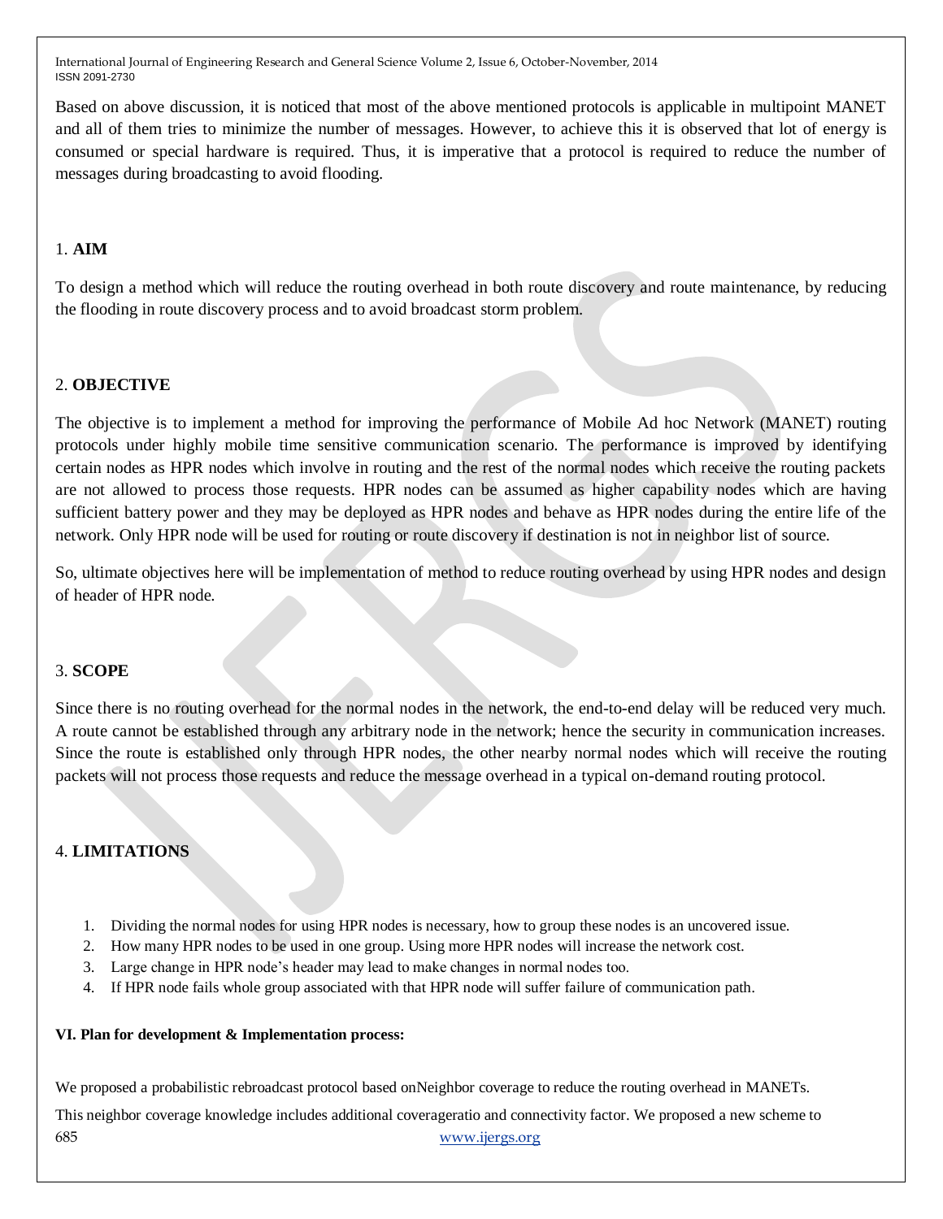Based on above discussion, it is noticed that most of the above mentioned protocols is applicable in multipoint MANET and all of them tries to minimize the number of messages. However, to achieve this it is observed that lot of energy is consumed or special hardware is required. Thus, it is imperative that a protocol is required to reduce the number of messages during broadcasting to avoid flooding.

## 1. AIM

To design a method which will reduce the routing overhead in both route discovery and route maintenance, by reducing the flooding in route discovery process and to avoid broadcast storm problem.

## 2. OBJECTIVE

The objective is to implement a method for improving the performance of Mobile Ad hoc Network (MANET) routing protocols under highly mobile time sensitive communication scenario. The performance is improved by identifying certain nodes as HPR nodes which involve in routing and the rest of the normal nodes which receive the routing packets are not allowed to process those requests. HPR nodes can be assumed as higher capability nodes which are having sufficient battery power and they may be deployed as HPR nodes and behave as HPR nodes during the entire life of the network. Only HPR node will be used for routing or route discovery if destination is not in neighbor list of source.

So, ultimate objectives here will be implementation of method to reduce routing overhead by using HPR nodes and design of header of HPR node.

## 3. SCOPE

Since there is no routing overhead for the normal nodes in the network, the end-to-end delay will be reduced very much. A route cannot be established through any arbitrary node in the network; hence the security in communication increases. Since the route is established only through HPR nodes, the other nearby normal nodes which will receive the routing packets will not process those requests and reduce the message overhead in a typical on-demand routing protocol.

## 4. LIMITATIONS

1. Dividing the normal nodes for using HPR nodes is necessary, how to group these nodes is an uncovered issue.
2. How many HPR nodes to be used in one group. Using more HPR nodes will increase the network cost.
3. Large change in HPR node's header may lead to make changes in normal nodes too.
4. If HPR node fails whole group associated with that HPR node will suffer failure of communication path.

## VI. Plan for development & Implementation process:

We proposed a probabilistic rebroadcast protocol based onNeighbor coverage to reduce the routing overhead in MANETs.

This neighbor coverage knowledge includes additional coverageratio and connectivity factor. We proposed a new scheme to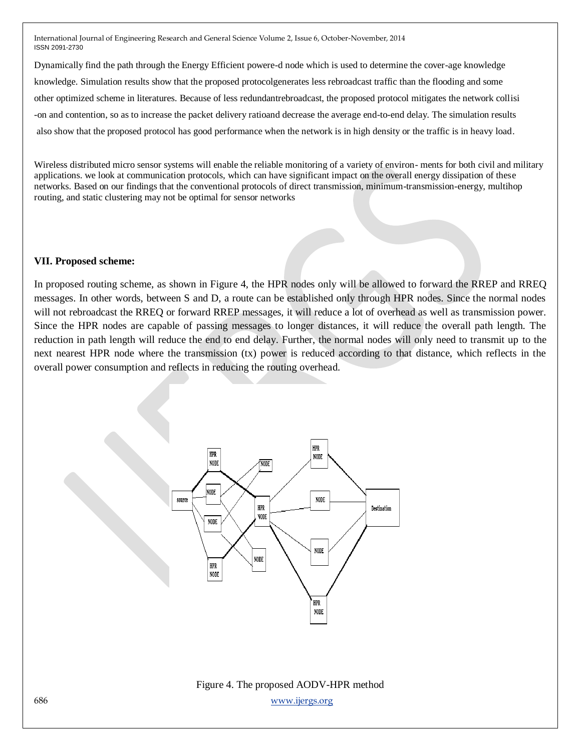Dynamically find the path through the Energy Efficient powere-d node which is used to determine the cover-age knowledge knowledge. Simulation results show that the proposed protocolgenerates less rebroadcast traffic than the flooding and some other optimized scheme in literatures. Because of less redundantrebroadcast, the proposed protocol mitigates the network collisi -on and contention, so as to increase the packet delivery ratioand decrease the average end-to-end delay. The simulation results also show that the proposed protocol has good performance when the network is in high density or the traffic is in heavy load.

Wireless distributed micro sensor systems will enable the reliable monitoring of a variety of environ- ments for both civil and military applications. we look at communication protocols, which can have significant impact on the overall energy dissipation of these networks. Based on our findings that the conventional protocols of direct transmission, minimum-transmission-energy, multihop routing, and static clustering may not be optimal for sensor networks

## VII. Proposed scheme:

In proposed routing scheme, as shown in Figure 4, the HPR nodes only will be allowed to forward the RREP and RREQ messages. In other words, between S and D, a route can be established only through HPR nodes. Since the normal nodes will not rebroadcast the RREQ or forward RREP messages, it will reduce a lot of overhead as well as transmission power. Since the HPR nodes are capable of passing messages to longer distances, it will reduce the overall path length. The reduction in path length will reduce the end to end delay. Further, the normal nodes will only need to transmit up to the next nearest HPR node where the transmission (tx) power is reduced according to that distance, which reflects in the overall power consumption and reflects in reducing the routing overhead.

Figure 4. The proposed AODV-HPR method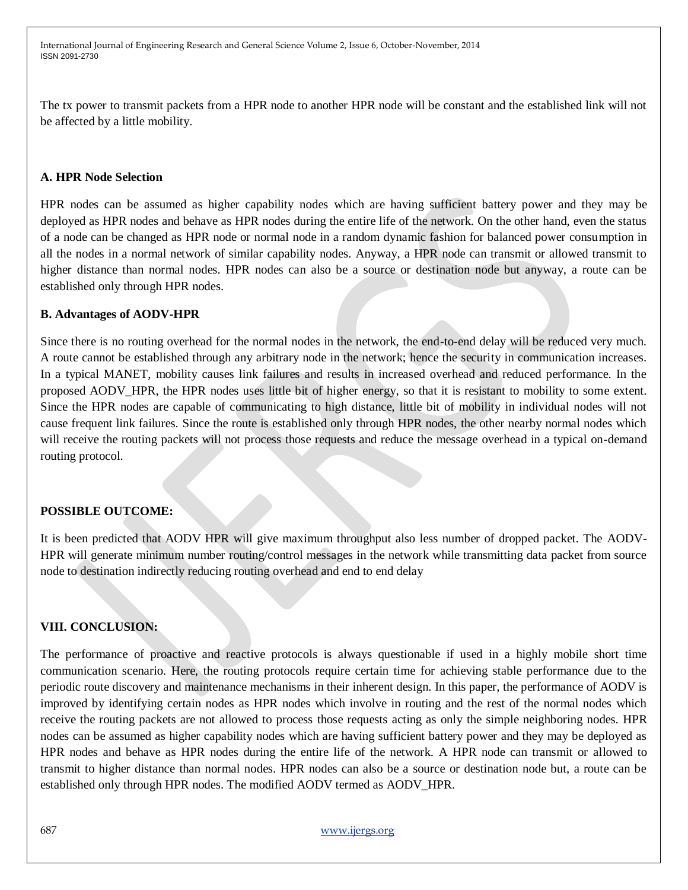The tx power to transmit packets from a HPR node to another HPR node will be constant and the established link will not be affected by a little mobility.

### A. HPR Node Selection

HPR nodes can be assumed as higher capability nodes which are having sufficient battery power and they may be deployed as HPR nodes and behave as HPR nodes during the entire life of the network. On the other hand, even the status of a node can be changed as HPR node or normal node in a random dynamic fashion for balanced power consumption in all the nodes in a normal network of similar capability nodes. Anyway, a HPR node can transmit or allowed transmit to higher distance than normal nodes. HPR nodes can also be a source or destination node but anyway, a route can be established only through HPR nodes.

### B. Advantages of AODV-HPR

Since there is no routing overhead for the normal nodes in the network, the end-to-end delay will be reduced very much. A route cannot be established through any arbitrary node in the network; hence the security in communication increases. In a typical MANET, mobility causes link failures and results in increased overhead and reduced performance. In the proposed AODV_HPR, the HPR nodes uses little bit of higher energy, so that it is resistant to mobility to some extent. Since the HPR nodes are capable of communicating to high distance, little bit of mobility in individual nodes will not cause frequent link failures. Since the route is established only through HPR nodes, the other nearby normal nodes which will receive the routing packets will not process those requests and reduce the message overhead in a typical on-demand routing protocol.

## POSSIBLE OUTCOME:

It is been predicted that AODV HPR will give maximum throughput also less number of dropped packet. The AODV-HPR will generate minimum number routing/control messages in the network while transmitting data packet from source node to destination indirectly reducing routing overhead and end to end delay

## VIII. CONCLUSION:

The performance of proactive and reactive protocols is always questionable if used in a highly mobile short time communication scenario. Here, the routing protocols require certain time for achieving stable performance due to the periodic route discovery and maintenance mechanisms in their inherent design. In this paper, the performance of AODV is improved by identifying certain nodes as HPR nodes which involve in routing and the rest of the normal nodes which receive the routing packets are not allowed to process those requests acting as only the simple neighboring nodes. HPR nodes can be assumed as higher capability nodes which are having sufficient battery power and they may be deployed as HPR nodes and behave as HPR nodes during the entire life of the network. A HPR node can transmit or allowed to transmit to higher distance than normal nodes. HPR nodes can also be a source or destination node but, a route can be established only through HPR nodes. The modified AODV termed as AODV_HPR.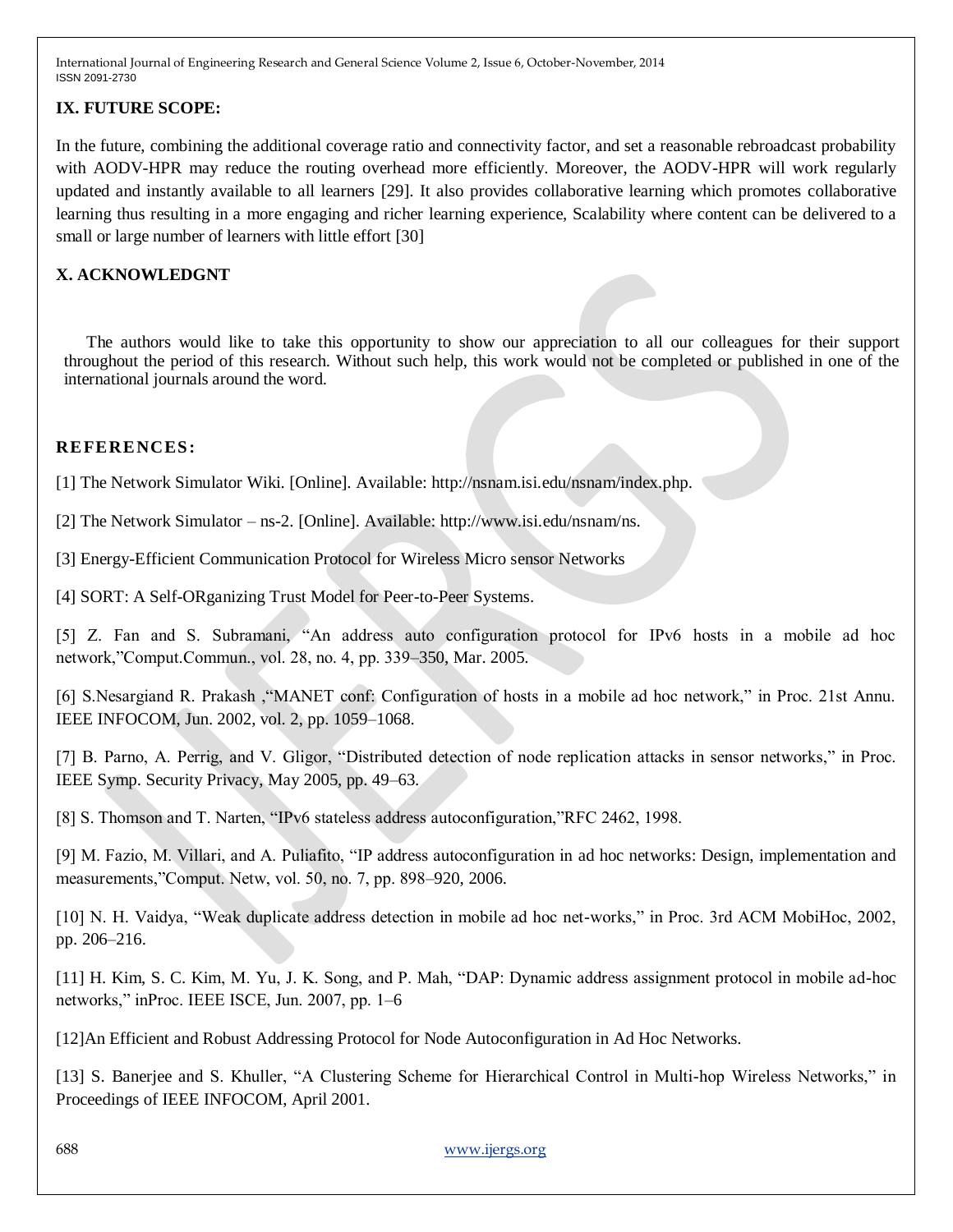## IX. FUTURE SCOPE:

In the future, combining the additional coverage ratio and connectivity factor, and set a reasonable rebroadcast probability with AODV-HPR may reduce the routing overhead more efficiently. Moreover, the AODV-HPR will work regularly updated and instantly available to all learners [29]. It also provides collaborative learning which promotes collaborative learning thus resulting in a more engaging and richer learning experience, Scalability where content can be delivered to a small or large number of learners with little effort [30]

## X. ACKNOWLEDGNT

The authors would like to take this opportunity to show our appreciation to all our colleagues for their support throughout the period of this research. Without such help, this work would not be completed or published in one of the international journals around the word.

## REFERENCES:

[1] The Network Simulator Wiki. [Online]. Available: http://nsnam.isi.edu/nsnam/index.php.

[2] The Network Simulator – ns-2. [Online]. Available: http://www.isi.edu/nsnam/ns.

[3] Energy-Efficient Communication Protocol for Wireless Micro sensor Networks

[4] SORT: A Self-ORganizing Trust Model for Peer-to-Peer Systems.

[5] Z. Fan and S. Subramani, "An address auto configuration protocol for IPv6 hosts in a mobile ad hoc network,"Comput.Commun., vol. 28, no. 4, pp. 339–350, Mar. 2005.

[6] S.Nesargiand R. Prakash ,"MANET conf: Configuration of hosts in a mobile ad hoc network," in Proc. 21st Annu. IEEE INFOCOM, Jun. 2002, vol. 2, pp. 1059–1068.

[7] B. Parno, A. Perrig, and V. Gligor, "Distributed detection of node replication attacks in sensor networks," in Proc. IEEE Symp. Security Privacy, May 2005, pp. 49–63.

[8] S. Thomson and T. Narten, "IPv6 stateless address autoconfiguration,"RFC 2462, 1998.

[9] M. Fazio, M. Villari, and A. Puliafito, "IP address autoconfiguration in ad hoc networks: Design, implementation and measurements,"Comput. Netw, vol. 50, no. 7, pp. 898–920, 2006.

[10] N. H. Vaidya, "Weak duplicate address detection in mobile ad hoc net-works," in Proc. 3rd ACM MobiHoc, 2002, pp. 206–216.

[11] H. Kim, S. C. Kim, M. Yu, J. K. Song, and P. Mah, "DAP: Dynamic address assignment protocol in mobile ad-hoc networks," inProc. IEEE ISCE, Jun. 2007, pp. 1–6

[12]An Efficient and Robust Addressing Protocol for Node Autoconfiguration in Ad Hoc Networks.

[13] S. Banerjee and S. Khuller, "A Clustering Scheme for Hierarchical Control in Multi-hop Wireless Networks," in Proceedings of IEEE INFOCOM, April 2001.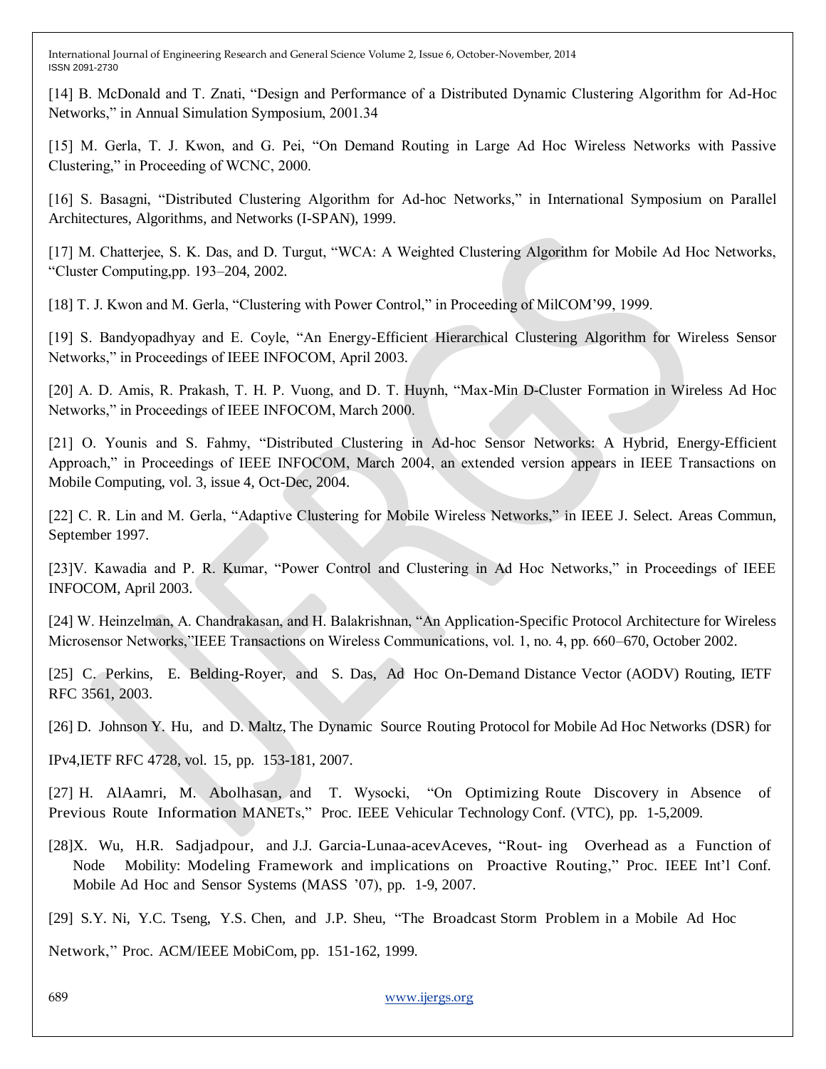[14] B. McDonald and T. Znati, "Design and Performance of a Distributed Dynamic Clustering Algorithm for Ad-Hoc Networks," in Annual Simulation Symposium, 2001.34

[15] M. Gerla, T. J. Kwon, and G. Pei, "On Demand Routing in Large Ad Hoc Wireless Networks with Passive Clustering," in Proceeding of WCNC, 2000.

[16] S. Basagni, "Distributed Clustering Algorithm for Ad-hoc Networks," in International Symposium on Parallel Architectures, Algorithms, and Networks (I-SPAN), 1999.

[17] M. Chatterjee, S. K. Das, and D. Turgut, "WCA: A Weighted Clustering Algorithm for Mobile Ad Hoc Networks, "Cluster Computing,pp. 193–204, 2002.

[18] T. J. Kwon and M. Gerla, "Clustering with Power Control," in Proceeding of MilCOM'99, 1999.

[19] S. Bandyopadhyay and E. Coyle, "An Energy-Efficient Hierarchical Clustering Algorithm for Wireless Sensor Networks," in Proceedings of IEEE INFOCOM, April 2003.

[20] A. D. Amis, R. Prakash, T. H. P. Vuong, and D. T. Huynh, "Max-Min D-Cluster Formation in Wireless Ad Hoc Networks," in Proceedings of IEEE INFOCOM, March 2000.

[21] O. Younis and S. Fahmy, "Distributed Clustering in Ad-hoc Sensor Networks: A Hybrid, Energy-Efficient Approach," in Proceedings of IEEE INFOCOM, March 2004, an extended version appears in IEEE Transactions on Mobile Computing, vol. 3, issue 4, Oct-Dec, 2004.

[22] C. R. Lin and M. Gerla, "Adaptive Clustering for Mobile Wireless Networks," in IEEE J. Select. Areas Commun, September 1997.

[23]V. Kawadia and P. R. Kumar, "Power Control and Clustering in Ad Hoc Networks," in Proceedings of IEEE INFOCOM, April 2003.

[24] W. Heinzelman, A. Chandrakasan, and H. Balakrishnan, "An Application-Specific Protocol Architecture for Wireless Microsensor Networks,"IEEE Transactions on Wireless Communications, vol. 1, no. 4, pp. 660–670, October 2002.

[25] C. Perkins, E. Belding-Royer, and S. Das, Ad Hoc On-Demand Distance Vector (AODV) Routing, IETF RFC 3561, 2003.

[26] D. Johnson Y. Hu, and D. Maltz, The Dynamic Source Routing Protocol for Mobile Ad Hoc Networks (DSR) for IPv4,IETF RFC 4728, vol. 15, pp. 153-181, 2007.

[27] H. AlAamri, M. Abolhasan, and T. Wysocki, "On Optimizing Route Discovery in Absence of Previous Route Information MANETs," Proc. IEEE Vehicular Technology Conf. (VTC), pp. 1-5,2009.

[28]X. Wu, H.R. Sadjadpour, and J.J. Garcia-Lunaa-acevAceves, "Rout- ing Overhead as a Function of Node Mobility: Modeling Framework and implications on Proactive Routing," Proc. IEEE Int'l Conf. Mobile Ad Hoc and Sensor Systems (MASS '07), pp. 1-9, 2007.

[29] S.Y. Ni, Y.C. Tseng, Y.S. Chen, and J.P. Sheu, "The Broadcast Storm Problem in a Mobile Ad Hoc Network," Proc. ACM/IEEE MobiCom, pp. 151-162, 1999.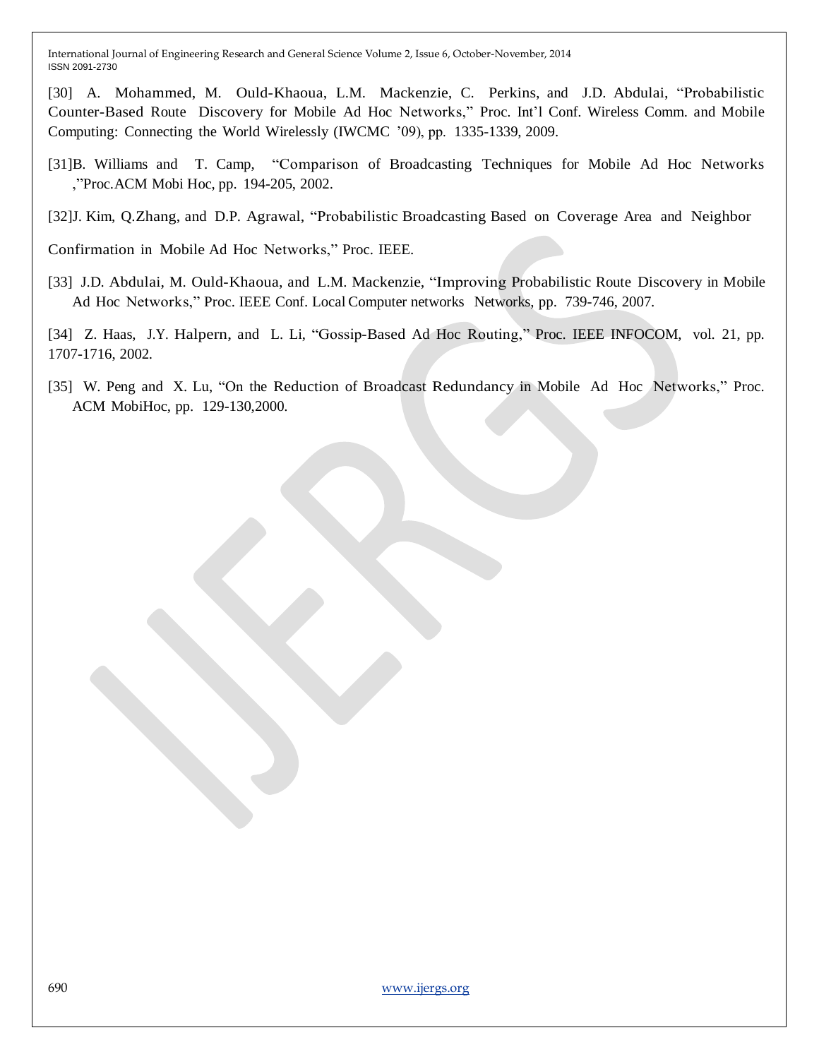[30] A. Mohammed, M. Ould-Khaoua, L.M. Mackenzie, C. Perkins, and J.D. Abdulai, "Probabilistic Counter-Based Route Discovery for Mobile Ad Hoc Networks," Proc. Int'l Conf. Wireless Comm. and Mobile Computing: Connecting the World Wirelessly (IWCMC '09), pp. 1335-1339, 2009.

[31]B. Williams and T. Camp, "Comparison of Broadcasting Techniques for Mobile Ad Hoc Networks ,"Proc.ACM Mobi Hoc, pp. 194-205, 2002.

[32]J. Kim, Q.Zhang, and D.P. Agrawal, "Probabilistic Broadcasting Based on Coverage Area and Neighbor Confirmation in Mobile Ad Hoc Networks," Proc. IEEE.

[33] J.D. Abdulai, M. Ould-Khaoua, and L.M. Mackenzie, "Improving Probabilistic Route Discovery in Mobile Ad Hoc Networks," Proc. IEEE Conf. Local Computer networks Networks, pp. 739-746, 2007.

[34] Z. Haas, J.Y. Halpern, and L. Li, "Gossip-Based Ad Hoc Routing," Proc. IEEE INFOCOM, vol. 21, pp. 1707-1716, 2002.

[35] W. Peng and X. Lu, "On the Reduction of Broadcast Redundancy in Mobile Ad Hoc Networks," Proc. ACM MobiHoc, pp. 129-130,2000.